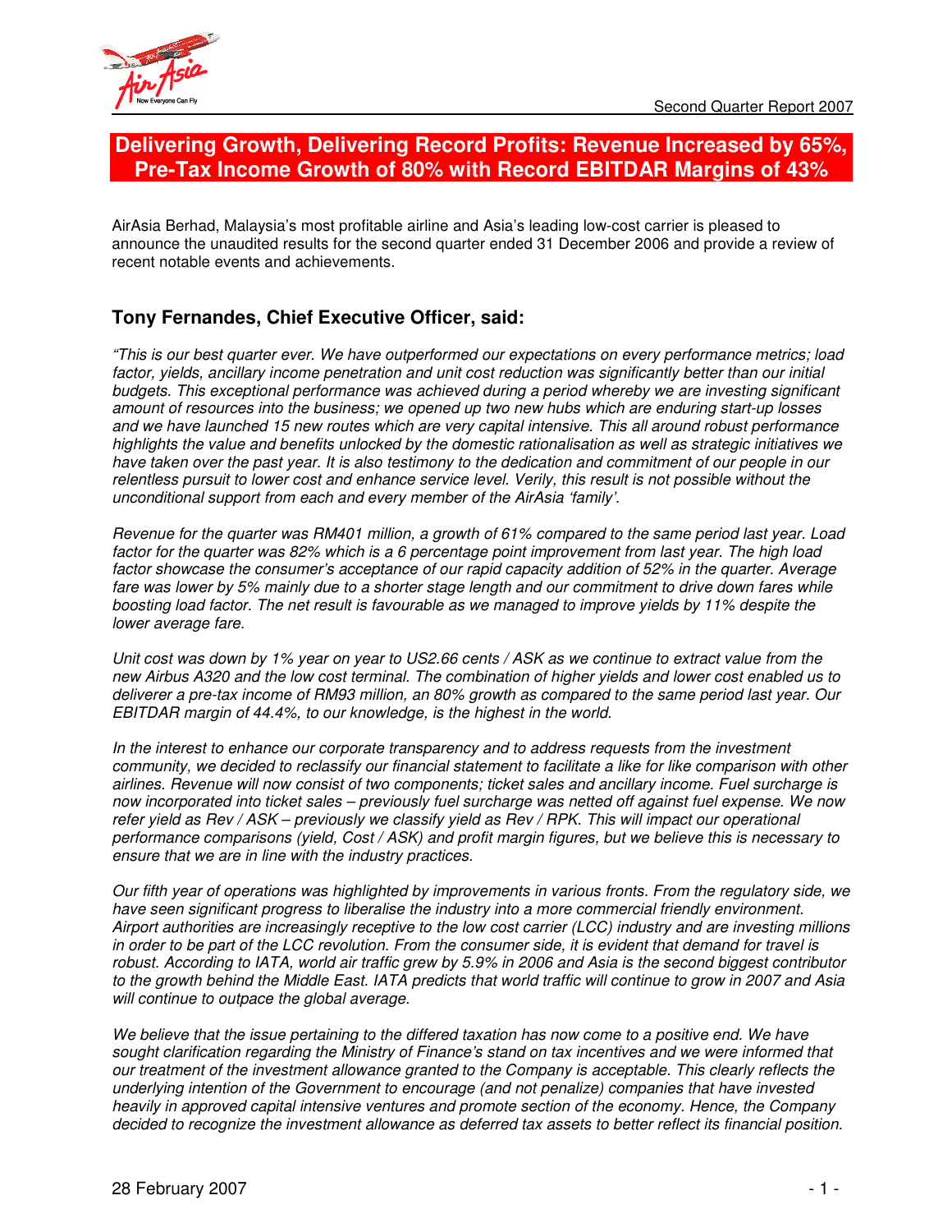# Delivering Growth, Delivering Record Profits: Revenue Increased by 65%, Pre-Tax Income Growth of 80% with Record EBITDAR Margins of 43%

AirAsia Berhad, Malaysia's most profitable airline and Asia's leading low-cost carrier is pleased to announce the unaudited results for the second quarter ended 31 December 2006 and provide a review of recent notable events and achievements.

## Tony Fernandes, Chief Executive Officer, said:

*"This is our best quarter ever. We have outperformed our expectations on every performance metrics; load factor, yields, ancillary income penetration and unit cost reduction was significantly better than our initial budgets. This exceptional performance was achieved during a period whereby we are investing significant amount of resources into the business; we opened up two new hubs which are enduring start-up losses and we have launched 15 new routes which are very capital intensive. This all around robust performance highlights the value and benefits unlocked by the domestic rationalisation as well as strategic initiatives we have taken over the past year. It is also testimony to the dedication and commitment of our people in our relentless pursuit to lower cost and enhance service level. Verily, this result is not possible without the unconditional support from each and every member of the AirAsia 'family'.*

*Revenue for the quarter was RM401 million, a growth of 61% compared to the same period last year. Load factor for the quarter was 82% which is a 6 percentage point improvement from last year. The high load factor showcase the consumer's acceptance of our rapid capacity addition of 52% in the quarter. Average fare was lower by 5% mainly due to a shorter stage length and our commitment to drive down fares while boosting load factor. The net result is favourable as we managed to improve yields by 11% despite the lower average fare.*

*Unit cost was down by 1% year on year to US2.66 cents / ASK as we continue to extract value from the new Airbus A320 and the low cost terminal. The combination of higher yields and lower cost enabled us to deliverer a pre-tax income of RM93 million, an 80% growth as compared to the same period last year. Our EBITDAR margin of 44.4%, to our knowledge, is the highest in the world.*

*In the interest to enhance our corporate transparency and to address requests from the investment community, we decided to reclassify our financial statement to facilitate a like for like comparison with other airlines. Revenue will now consist of two components; ticket sales and ancillary income. Fuel surcharge is now incorporated into ticket sales – previously fuel surcharge was netted off against fuel expense. We now refer yield as Rev / ASK – previously we classify yield as Rev / RPK. This will impact our operational performance comparisons (yield, Cost / ASK) and profit margin figures, but we believe this is necessary to ensure that we are in line with the industry practices.*

*Our fifth year of operations was highlighted by improvements in various fronts. From the regulatory side, we have seen significant progress to liberalise the industry into a more commercial friendly environment. Airport authorities are increasingly receptive to the low cost carrier (LCC) industry and are investing millions in order to be part of the LCC revolution. From the consumer side, it is evident that demand for travel is robust. According to IATA, world air traffic grew by 5.9% in 2006 and Asia is the second biggest contributor to the growth behind the Middle East. IATA predicts that world traffic will continue to grow in 2007 and Asia will continue to outpace the global average.*

*We believe that the issue pertaining to the differed taxation has now come to a positive end. We have sought clarification regarding the Ministry of Finance's stand on tax incentives and we were informed that our treatment of the investment allowance granted to the Company is acceptable. This clearly reflects the underlying intention of the Government to encourage (and not penalize) companies that have invested heavily in approved capital intensive ventures and promote section of the economy. Hence, the Company decided to recognize the investment allowance as deferred tax assets to better reflect its financial position.*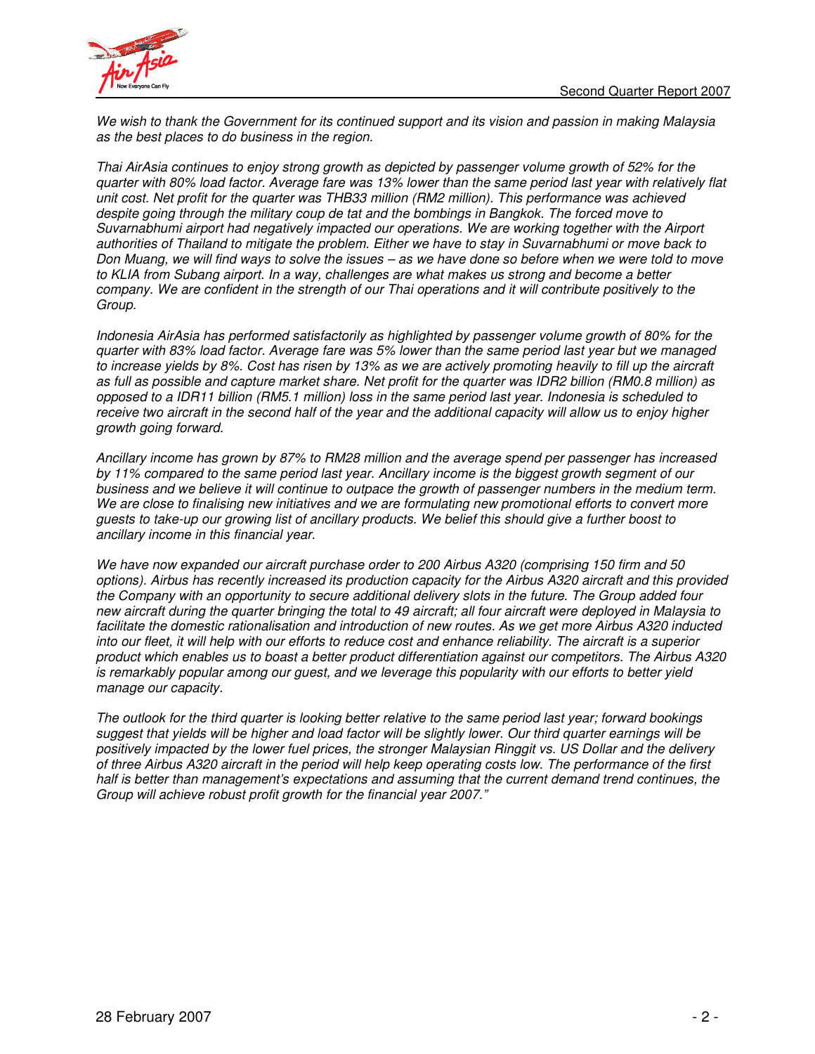*We wish to thank the Government for its continued support and its vision and passion in making Malaysia as the best places to do business in the region.*

*Thai AirAsia continues to enjoy strong growth as depicted by passenger volume growth of 52% for the quarter with 80% load factor. Average fare was 13% lower than the same period last year with relatively flat unit cost. Net profit for the quarter was THB33 million (RM2 million). This performance was achieved despite going through the military coup de tat and the bombings in Bangkok. The forced move to Suvarnabhumi airport had negatively impacted our operations. We are working together with the Airport authorities of Thailand to mitigate the problem. Either we have to stay in Suvarnabhumi or move back to Don Muang, we will find ways to solve the issues – as we have done so before when we were told to move to KLIA from Subang airport. In a way, challenges are what makes us strong and become a better company. We are confident in the strength of our Thai operations and it will contribute positively to the Group.*

*Indonesia AirAsia has performed satisfactorily as highlighted by passenger volume growth of 80% for the quarter with 83% load factor. Average fare was 5% lower than the same period last year but we managed to increase yields by 8%. Cost has risen by 13% as we are actively promoting heavily to fill up the aircraft as full as possible and capture market share. Net profit for the quarter was IDR2 billion (RM0.8 million) as opposed to a IDR11 billion (RM5.1 million) loss in the same period last year. Indonesia is scheduled to receive two aircraft in the second half of the year and the additional capacity will allow us to enjoy higher growth going forward.*

*Ancillary income has grown by 87% to RM28 million and the average spend per passenger has increased by 11% compared to the same period last year. Ancillary income is the biggest growth segment of our business and we believe it will continue to outpace the growth of passenger numbers in the medium term. We are close to finalising new initiatives and we are formulating new promotional efforts to convert more guests to take-up our growing list of ancillary products. We belief this should give a further boost to ancillary income in this financial year.*

*We have now expanded our aircraft purchase order to 200 Airbus A320 (comprising 150 firm and 50 options). Airbus has recently increased its production capacity for the Airbus A320 aircraft and this provided the Company with an opportunity to secure additional delivery slots in the future. The Group added four new aircraft during the quarter bringing the total to 49 aircraft; all four aircraft were deployed in Malaysia to facilitate the domestic rationalisation and introduction of new routes. As we get more Airbus A320 inducted into our fleet, it will help with our efforts to reduce cost and enhance reliability. The aircraft is a superior product which enables us to boast a better product differentiation against our competitors. The Airbus A320 is remarkably popular among our guest, and we leverage this popularity with our efforts to better yield manage our capacity.*

*The outlook for the third quarter is looking better relative to the same period last year; forward bookings suggest that yields will be higher and load factor will be slightly lower. Our third quarter earnings will be positively impacted by the lower fuel prices, the stronger Malaysian Ringgit vs. US Dollar and the delivery of three Airbus A320 aircraft in the period will help keep operating costs low. The performance of the first half is better than management's expectations and assuming that the current demand trend continues, the Group will achieve robust profit growth for the financial year 2007."*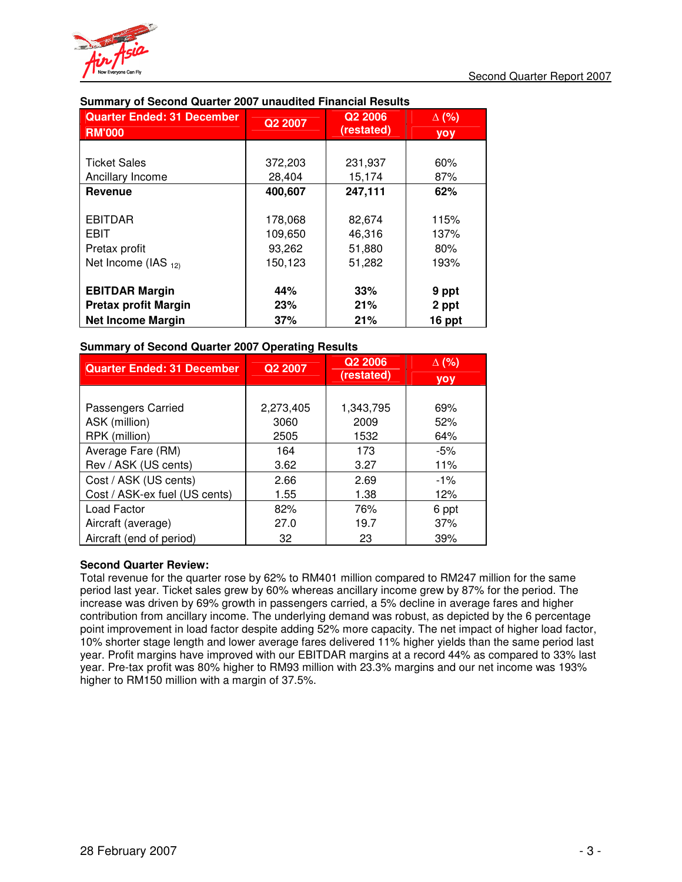### Summary of Second Quarter 2007 unaudited Financial Results

| Quarter Ended: 31 December RM'000 | Q2 2007 | Q2 2006 (restated) | Δ (%) yoy |
|---|---|---|---|
| Ticket Sales | 372,203 | 231,937 | 60% |
| Ancillary Income | 28,404 | 15,174 | 87% |
| **Revenue** | **400,607** | **247,111** | **62%** |
| EBITDAR | 178,068 | 82,674 | 115% |
| EBIT | 109,650 | 46,316 | 137% |
| Pretax profit | 93,262 | 51,880 | 80% |
| Net Income (IAS 12) | 150,123 | 51,282 | 193% |
| **EBITDAR Margin** | **44%** | **33%** | **9 ppt** |
| **Pretax profit Margin** | **23%** | **21%** | **2 ppt** |
| **Net Income Margin** | **37%** | **21%** | **16 ppt** |

### Summary of Second Quarter 2007 Operating Results

| Quarter Ended: 31 December | Q2 2007 | Q2 2006 (restated) | Δ (%) yoy |
|---|---|---|---|
| Passengers Carried | 2,273,405 | 1,343,795 | 69% |
| ASK (million) | 3060 | 2009 | 52% |
| RPK (million) | 2505 | 1532 | 64% |
| Average Fare (RM) | 164 | 173 | -5% |
| Rev / ASK (US cents) | 3.62 | 3.27 | 11% |
| Cost / ASK (US cents) | 2.66 | 2.69 | -1% |
| Cost / ASK-ex fuel (US cents) | 1.55 | 1.38 | 12% |
| Load Factor | 82% | 76% | 6 ppt |
| Aircraft (average) | 27.0 | 19.7 | 37% |
| Aircraft (end of period) | 32 | 23 | 39% |

**Second Quarter Review:**

Total revenue for the quarter rose by 62% to RM401 million compared to RM247 million for the same period last year. Ticket sales grew by 60% whereas ancillary income grew by 87% for the period. The increase was driven by 69% growth in passengers carried, a 5% decline in average fares and higher contribution from ancillary income. The underlying demand was robust, as depicted by the 6 percentage point improvement in load factor despite adding 52% more capacity. The net impact of higher load factor, 10% shorter stage length and lower average fares delivered 11% higher yields than the same period last year. Profit margins have improved with our EBITDAR margins at a record 44% as compared to 33% last year. Pre-tax profit was 80% higher to RM93 million with 23.3% margins and our net income was 193% higher to RM150 million with a margin of 37.5%.

28 February 2007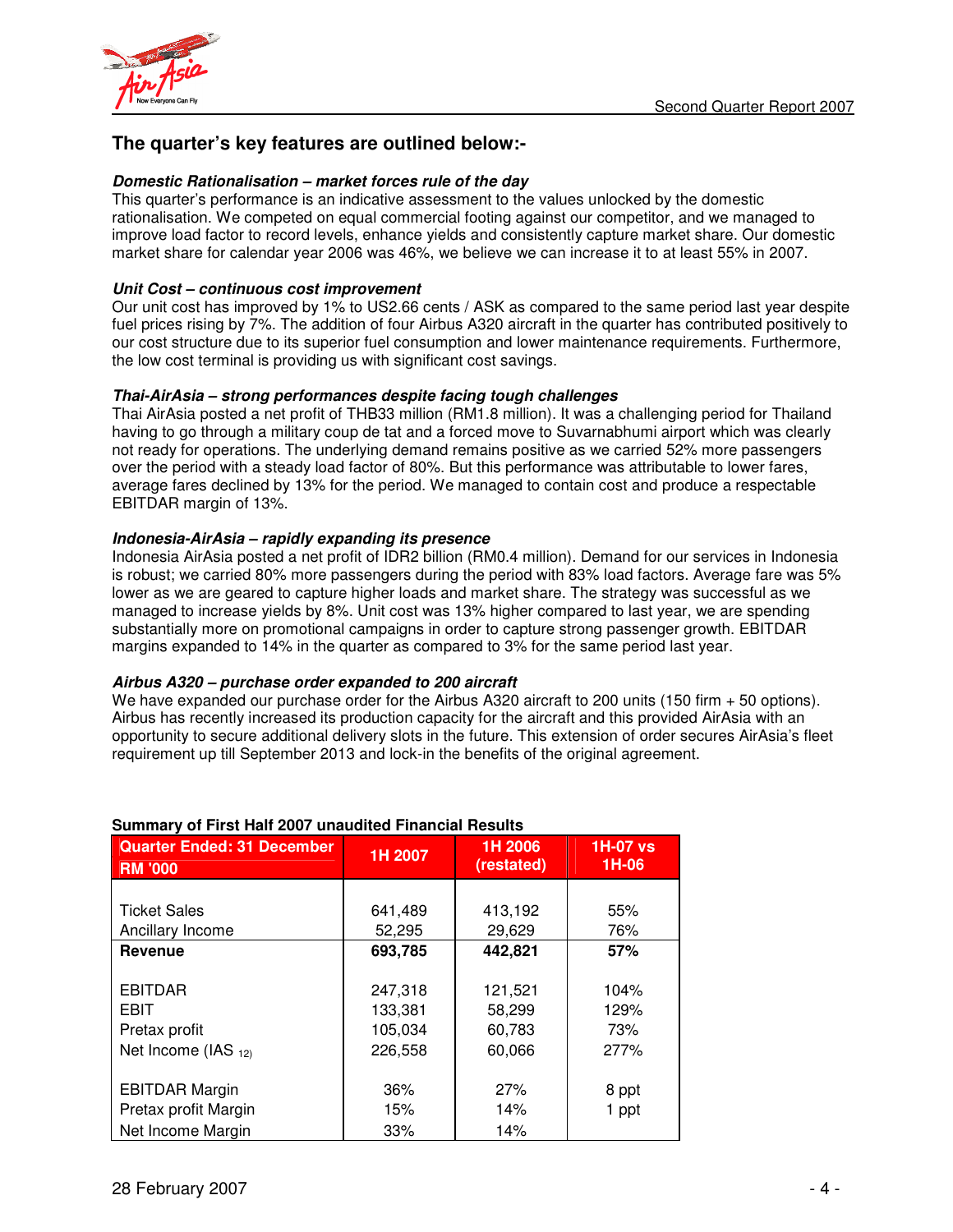## The quarter's key features are outlined below:-

***Domestic Rationalisation – market forces rule of the day***

This quarter's performance is an indicative assessment to the values unlocked by the domestic rationalisation. We competed on equal commercial footing against our competitor, and we managed to improve load factor to record levels, enhance yields and consistently capture market share. Our domestic market share for calendar year 2006 was 46%, we believe we can increase it to at least 55% in 2007.

***Unit Cost – continuous cost improvement***

Our unit cost has improved by 1% to US2.66 cents / ASK as compared to the same period last year despite fuel prices rising by 7%. The addition of four Airbus A320 aircraft in the quarter has contributed positively to our cost structure due to its superior fuel consumption and lower maintenance requirements. Furthermore, the low cost terminal is providing us with significant cost savings.

***Thai-AirAsia – strong performances despite facing tough challenges***

Thai AirAsia posted a net profit of THB33 million (RM1.8 million). It was a challenging period for Thailand having to go through a military coup de tat and a forced move to Suvarnabhumi airport which was clearly not ready for operations. The underlying demand remains positive as we carried 52% more passengers over the period with a steady load factor of 80%. But this performance was attributable to lower fares, average fares declined by 13% for the period. We managed to contain cost and produce a respectable EBITDAR margin of 13%.

***Indonesia-AirAsia – rapidly expanding its presence***

Indonesia AirAsia posted a net profit of IDR2 billion (RM0.4 million). Demand for our services in Indonesia is robust; we carried 80% more passengers during the period with 83% load factors. Average fare was 5% lower as we are geared to capture higher loads and market share. The strategy was successful as we managed to increase yields by 8%. Unit cost was 13% higher compared to last year, we are spending substantially more on promotional campaigns in order to capture strong passenger growth. EBITDAR margins expanded to 14% in the quarter as compared to 3% for the same period last year.

***Airbus A320 – purchase order expanded to 200 aircraft***

We have expanded our purchase order for the Airbus A320 aircraft to 200 units (150 firm + 50 options). Airbus has recently increased its production capacity for the aircraft and this provided AirAsia with an opportunity to secure additional delivery slots in the future. This extension of order secures AirAsia's fleet requirement up till September 2013 and lock-in the benefits of the original agreement.

**Summary of First Half 2007 unaudited Financial Results**

| Quarter Ended: 31 December RM '000 | 1H 2007 | 1H 2006 (restated) | 1H-07 vs 1H-06 |
|---|---|---|---|
| Ticket Sales | 641,489 | 413,192 | 55% |
| Ancillary Income | 52,295 | 29,629 | 76% |
| **Revenue** | **693,785** | **442,821** | **57%** |
| EBITDAR | 247,318 | 121,521 | 104% |
| EBIT | 133,381 | 58,299 | 129% |
| Pretax profit | 105,034 | 60,783 | 73% |
| Net Income (IAS 12) | 226,558 | 60,066 | 277% |
| EBITDAR Margin | 36% | 27% | 8 ppt |
| Pretax profit Margin | 15% | 14% | 1 ppt |
| Net Income Margin | 33% | 14% | |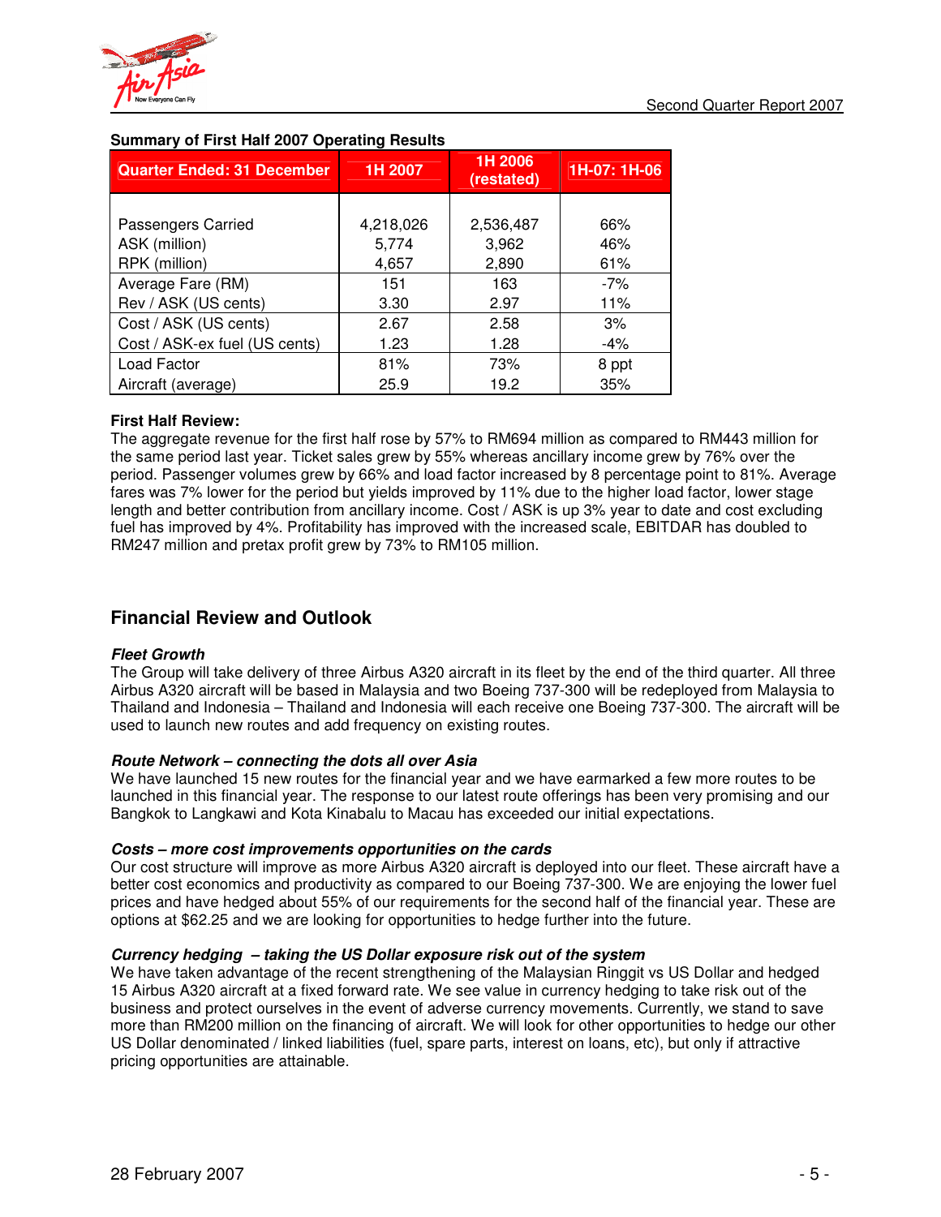**Summary of First Half 2007 Operating Results**

| Quarter Ended: 31 December | 1H 2007 | 1H 2006 (restated) | 1H-07: 1H-06 |
|---|---|---|---|
| Passengers Carried | 4,218,026 | 2,536,487 | 66% |
| ASK (million) | 5,774 | 3,962 | 46% |
| RPK (million) | 4,657 | 2,890 | 61% |
| Average Fare (RM) | 151 | 163 | -7% |
| Rev / ASK (US cents) | 3.30 | 2.97 | 11% |
| Cost / ASK (US cents) | 2.67 | 2.58 | 3% |
| Cost / ASK-ex fuel (US cents) | 1.23 | 1.28 | -4% |
| Load Factor | 81% | 73% | 8 ppt |
| Aircraft (average) | 25.9 | 19.2 | 35% |

**First Half Review:**

The aggregate revenue for the first half rose by 57% to RM694 million as compared to RM443 million for the same period last year. Ticket sales grew by 55% whereas ancillary income grew by 76% over the period. Passenger volumes grew by 66% and load factor increased by 8 percentage point to 81%. Average fares was 7% lower for the period but yields improved by 11% due to the higher load factor, lower stage length and better contribution from ancillary income. Cost / ASK is up 3% year to date and cost excluding fuel has improved by 4%. Profitability has improved with the increased scale, EBITDAR has doubled to RM247 million and pretax profit grew by 73% to RM105 million.

## Financial Review and Outlook

***Fleet Growth***

The Group will take delivery of three Airbus A320 aircraft in its fleet by the end of the third quarter. All three Airbus A320 aircraft will be based in Malaysia and two Boeing 737-300 will be redeployed from Malaysia to Thailand and Indonesia – Thailand and Indonesia will each receive one Boeing 737-300. The aircraft will be used to launch new routes and add frequency on existing routes.

***Route Network – connecting the dots all over Asia***

We have launched 15 new routes for the financial year and we have earmarked a few more routes to be launched in this financial year. The response to our latest route offerings has been very promising and our Bangkok to Langkawi and Kota Kinabalu to Macau has exceeded our initial expectations.

***Costs – more cost improvements opportunities on the cards***

Our cost structure will improve as more Airbus A320 aircraft is deployed into our fleet. These aircraft have a better cost economics and productivity as compared to our Boeing 737-300. We are enjoying the lower fuel prices and have hedged about 55% of our requirements for the second half of the financial year. These are options at $62.25 and we are looking for opportunities to hedge further into the future.

***Currency hedging – taking the US Dollar exposure risk out of the system***

We have taken advantage of the recent strengthening of the Malaysian Ringgit vs US Dollar and hedged 15 Airbus A320 aircraft at a fixed forward rate. We see value in currency hedging to take risk out of the business and protect ourselves in the event of adverse currency movements. Currently, we stand to save more than RM200 million on the financing of aircraft. We will look for other opportunities to hedge our other US Dollar denominated / linked liabilities (fuel, spare parts, interest on loans, etc), but only if attractive pricing opportunities are attainable.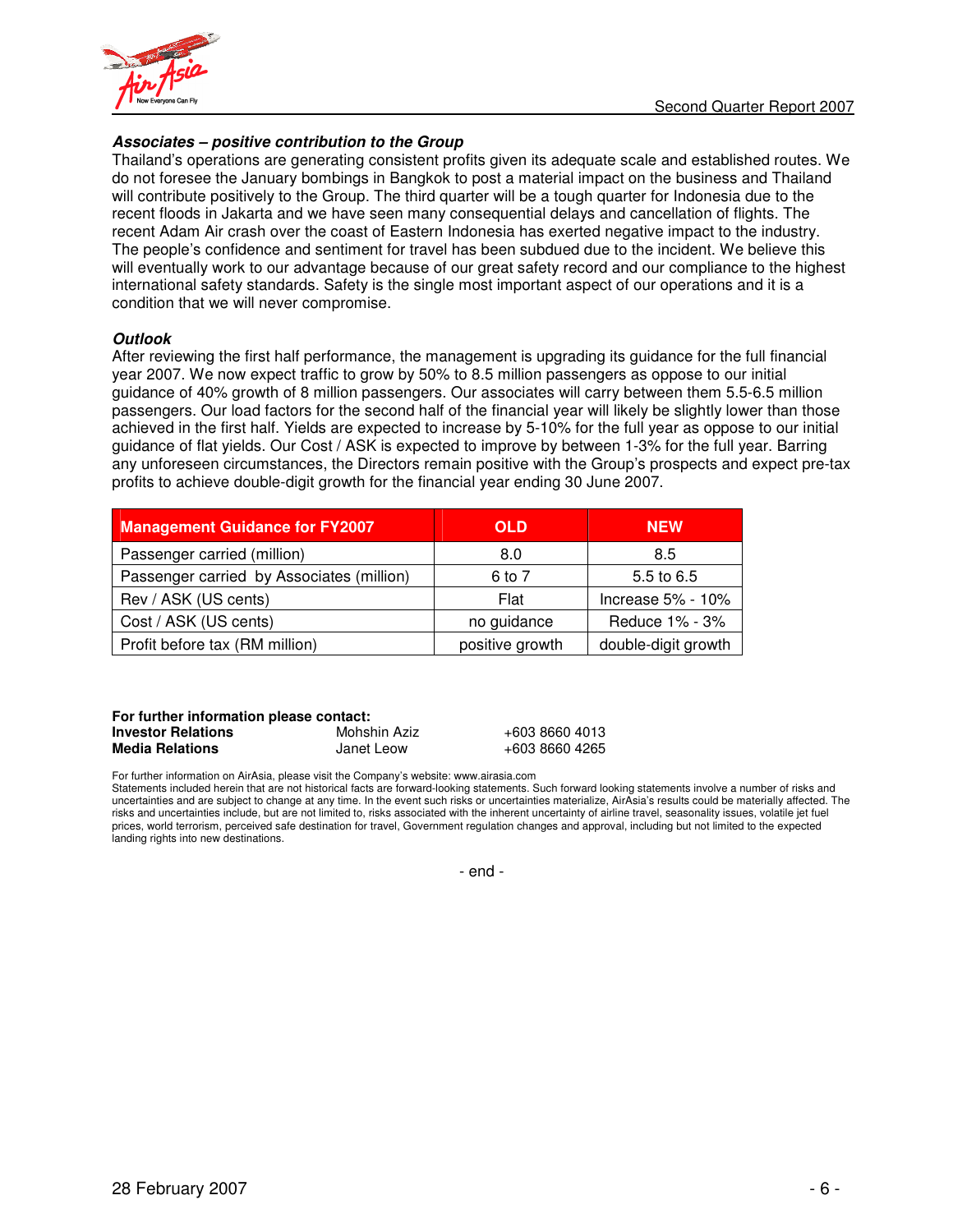***Associates – positive contribution to the Group***

Thailand's operations are generating consistent profits given its adequate scale and established routes. We do not foresee the January bombings in Bangkok to post a material impact on the business and Thailand will contribute positively to the Group. The third quarter will be a tough quarter for Indonesia due to the recent floods in Jakarta and we have seen many consequential delays and cancellation of flights. The recent Adam Air crash over the coast of Eastern Indonesia has exerted negative impact to the industry. The people's confidence and sentiment for travel has been subdued due to the incident. We believe this will eventually work to our advantage because of our great safety record and our compliance to the highest international safety standards. Safety is the single most important aspect of our operations and it is a condition that we will never compromise.

***Outlook***

After reviewing the first half performance, the management is upgrading its guidance for the full financial year 2007. We now expect traffic to grow by 50% to 8.5 million passengers as oppose to our initial guidance of 40% growth of 8 million passengers. Our associates will carry between them 5.5-6.5 million passengers. Our load factors for the second half of the financial year will likely be slightly lower than those achieved in the first half. Yields are expected to increase by 5-10% for the full year as oppose to our initial guidance of flat yields. Our Cost / ASK is expected to improve by between 1-3% for the full year. Barring any unforeseen circumstances, the Directors remain positive with the Group's prospects and expect pre-tax profits to achieve double-digit growth for the financial year ending 30 June 2007.

| Management Guidance for FY2007 | OLD | NEW |
|---|---|---|
| Passenger carried (million) | 8.0 | 8.5 |
| Passenger carried by Associates (million) | 6 to 7 | 5.5 to 6.5 |
| Rev / ASK (US cents) | Flat | Increase 5% - 10% |
| Cost / ASK (US cents) | no guidance | Reduce 1% - 3% |
| Profit before tax (RM million) | positive growth | double-digit growth |

**For further information please contact:**

| | | |
|---|---|---|
| **Investor Relations** | Mohshin Aziz | +603 8660 4013 |
| **Media Relations** | Janet Leow | +603 8660 4265 |

For further information on AirAsia, please visit the Company's website: www.airasia.com

Statements included herein that are not historical facts are forward-looking statements. Such forward looking statements involve a number of risks and uncertainties and are subject to change at any time. In the event such risks or uncertainties materialize, AirAsia's results could be materially affected. The risks and uncertainties include, but are not limited to, risks associated with the inherent uncertainty of airline travel, seasonality issues, volatile jet fuel prices, world terrorism, perceived safe destination for travel, Government regulation changes and approval, including but not limited to the expected landing rights into new destinations.

- end -